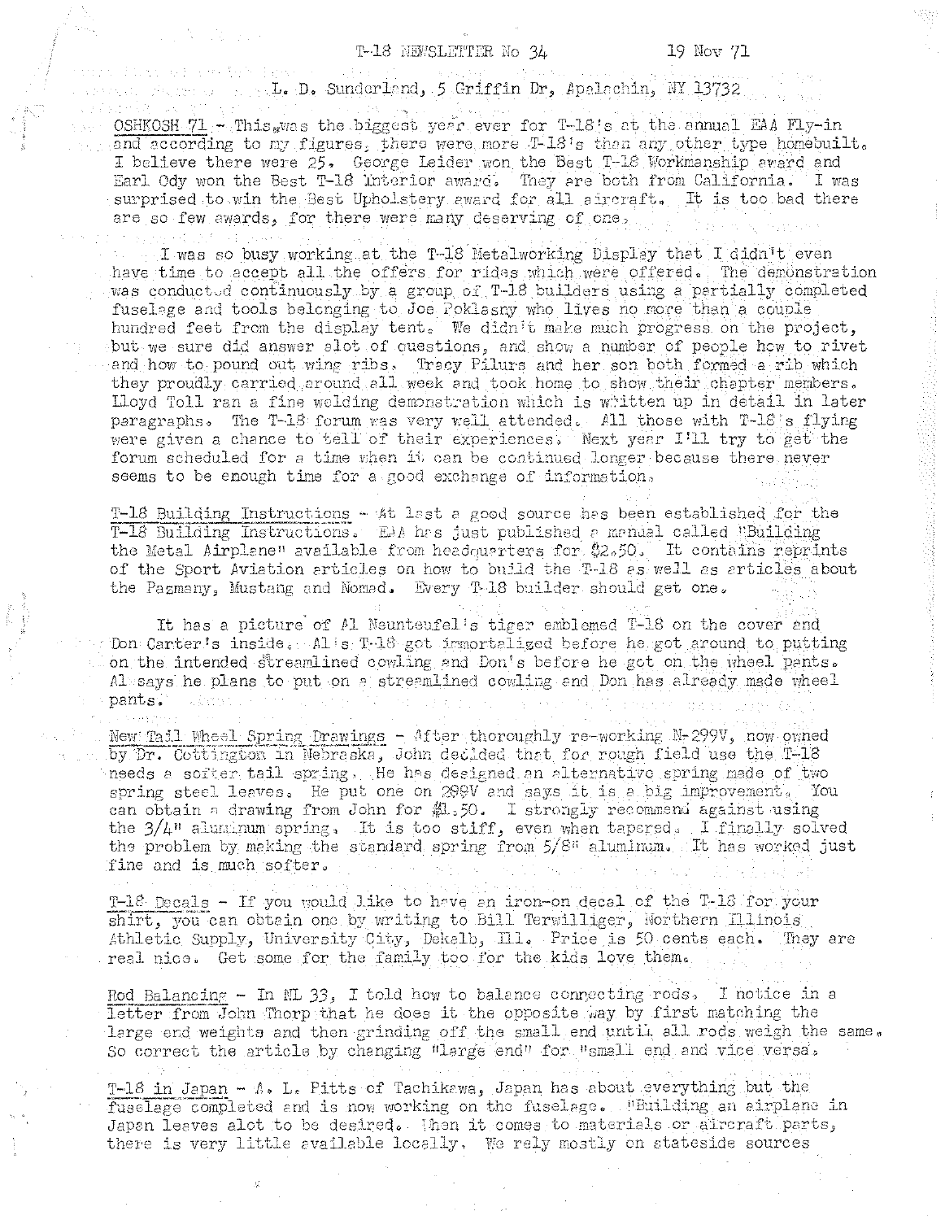T-18 NEWSLETTER No 34 19 Nov 71

L. D. Sunderland, 5 Griffin Dr, Apalachin, NY 13732

OSHKOSH 71 - This was the biggest year ever for T-18's at the annual EAA Fly-in and according to my figures, there were more T-18's than any other type homebuilt. I believe there were 25. George Leider won the Best T-18 Workmanship award and Earl Ody won the Best T-18 Interior award. They are both from California. I was surprised to win the Best Upholstery award for all aircraft. It is too bad there are so few awards, for there were many deserving of one.

I was so busy working at the T-18 Metalworking Display that I didn't even have time to accept all the offers for rides which were offered. The demonstration was conducted continuously by a group of T-18 builders using a partially completed fuselage and tools belonging to Joe Poklasny who lives no more than a couple hundred feet from the display tent. We didn't make much progress on the project, but we sure did answer alot of questions, and show a number of people how to rivet and how to pound out wing ribs. Tracy Pilurs and her son both formed a rib which they proudly carried around all week and took home to show their chapter members. Lloyd Toll ran a fine welding demonstration which is written up in detail in later paragraphs. The T-18 forum was very well attended. All those with T-18's flying were given a chance to tell of their experiences. Next year I'll try to get the forum scheduled for a time when it can be continued longer because there never seems to be enough time for a good exchange of information.

T-18 Building Instructions - At last a good source has been established for the T-18 Building Instructions. EAA has just published a manual called "Building the Metal Airplane" available from headquarters for $2.50. It contains reprints of the Sport Aviation articles on how to build the T-18 as well as articles about the Pazmany, Mustang and Nomad. Every T-18 builder should get one.

It has a picture of Al Neunteufel's tiger emblemed T-18 on the cover and Don Carter's inside. Al's T-18 got immortalized before he got around to putting on the intended streamlined cowling and Don's before he got on the wheel pants. Al says he plans to put on a streamlined cowling and Don has already made wheel pants.

New Tail Wheel Spring Drawings - After thoroughly re-working N-299V, now owned by Dr. Cottington in Nebraska, John decided that for rough field use the T-18 needs a softer tail spring. He has designed an alternative spring made of two spring steel leaves. He put one on 299V and says it is a big improvement. You can obtain a drawing from John for $1.50. I strongly recommend against using the 3/4" aluminum spring. It is too stiff, even when tapered. I finally solved the problem by making the standard spring from 5/8" aluminum. It has worked just fine and is much softer.

T-18 Decals - If you would like to have an iron-on decal of the T-18 for your shirt, you can obtain one by writing to Bill Terwilliger, Northern Illinois Athletic Supply, University City, Dekalb, Ill. Price is 50 cents each. They are real nice. Get some for the family too for the kids love them.

Rod Balancing - In NL 33, I told how to balance connecting rods. I notice in a letter from John Thorp that he does it the opposite way by first matching the large end weights and then grinding off the small end until all rods weigh the same. So correct the article by changing "large end" for "small end and vice versa.

T-18 in Japan - A. L. Pitts of Tachikawa, Japan has about everything but the fuselage completed and is now working on the fuselage. "Building an airplane in Japan leaves alot to be desired. When it comes to materials or aircraft parts, there is very little available locally. We rely mostly on stateside sources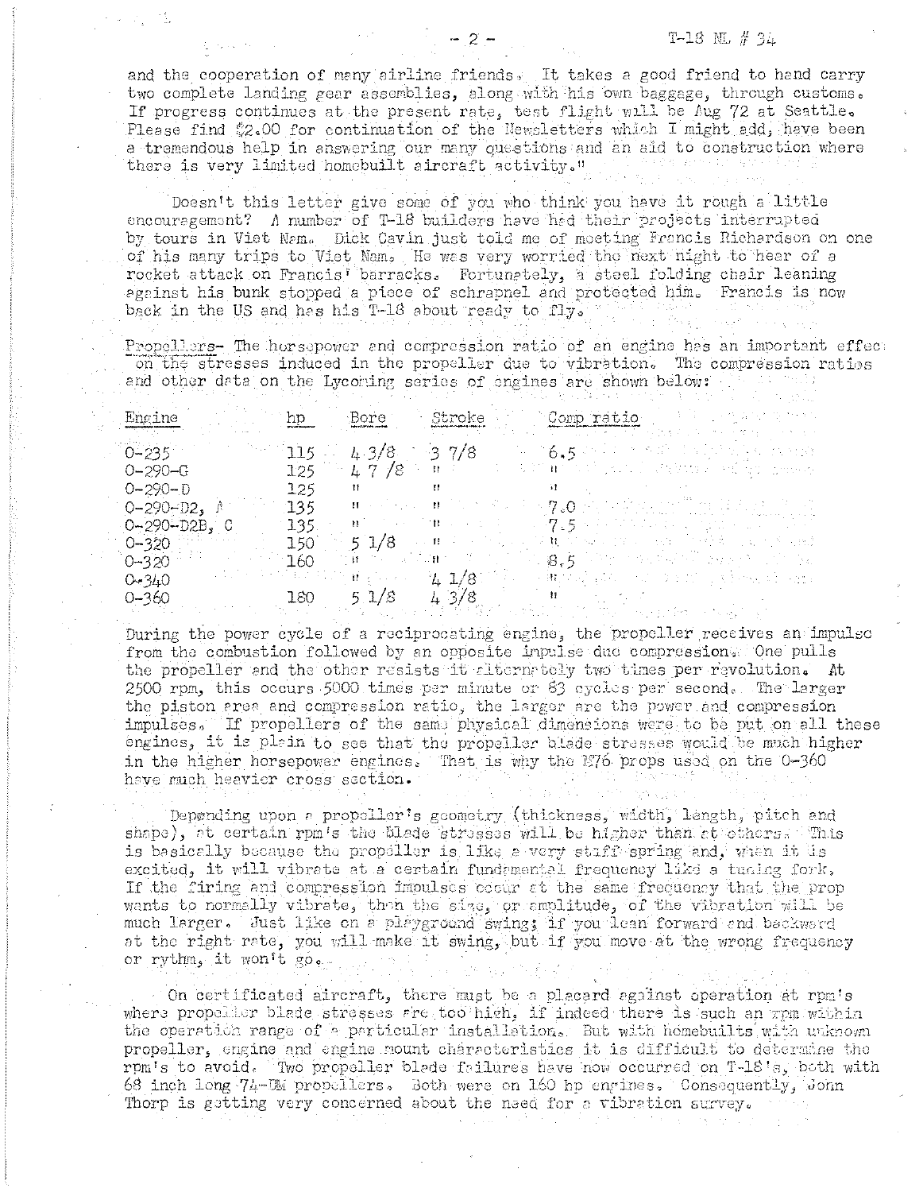and the cooperation of many airline friends. It takes a good friend to hand carry two complete landing gear assemblies, along with his own baggage, through customs. If progress continues at the present rate, test flight will be Aug 72 at Seattle. Please find $2.00 for continuation of the Newsletters which I might add, have been a tremendous help in answering our many questions and an aid to construction where there is very limited homebuilt aircraft activity."

Doesn't this letter give some of you who think you have it rough a little encouragement? A number of T-18 builders have had their projects interrupted by tours in Viet Nam. Dick Cavin just told me of meeting Francis Richardson on one of his many trips to Viet Nam. He was very worried the next night to hear of a rocket attack on Francis' barracks. Fortunately, a steel folding chair leaning against his bunk stopped a piece of schrapnel and protected him. Francis is now back in the US and has his T-18 about ready to fly.

Propellers- The horsepower and compression ratio of an engine has an important effect on the stresses induced in the propeller due to vibration. The compression ratios and other data on the Lycoming series of engines are shown below:

| Engine | hp | Bore | Stroke | Comp ratio |
|---|---|---|---|---|
| O-235 | 115 | 4 3/8 | 3 7/8 | 6.5 |
| O-290-G | 125 | 4 7/8 | " | " |
| O-290-D | 125 | " | " | " |
| O-290-D2, A | 135 | " | " | 7.0 |
| O-290-D2B, C | 135 | " | " | 7.5 |
| O-320 | 150 | 5 1/8 | " | " |
| O-320 | 160 | " | " | 8.5 |
| O-340 | | " | 4 1/8 | " |
| O-360 | 180 | 5 1/8 | 4 3/8 | " |

During the power cycle of a reciprocating engine, the propeller receives an impulse from the combustion followed by an opposite impulse due compression. One pulls the propeller and the other resists it alternately two times per revolution. At 2500 rpm, this occurs 5000 times per minute or 83 cycles per second. The larger the piston area and compression ratio, the larger are the power and compression impulses. If propellers of the same physical dimensions were to be put on all these engines, it is plain to see that the propeller blade stresses would be much higher in the higher horsepower engines. That is why the M76 props used on the O-360 have much heavier cross section.

Depending upon a propeller's geometry (thickness, width, length, pitch and shape), at certain rpm's the blade stresses will be higher than at others. This is basically because the propeller is like a very stiff spring and, when it is excited, it will vibrate at a certain fundamental frequency like a tuning fork. If the firing and compression impulses occur at the same frequency that the prop wants to normally vibrate, then the size, or amplitude, of the vibration will be much larger. Just like on a playground swing; if you lean forward and backward at the right rate, you will make it swing, but if you move at the wrong frequency or rythm, it won't go.

On certificated aircraft, there must be a placard against operation at rpm's where propeller blade stresses are too high, if indeed there is such an rpm within the operation range of a particular installation. But with homebuilts with unknown propeller, engine and engine mount characteristics it is difficult to determine the rpm's to avoid. Two propeller blade failures have now occurred on T-18's, both with 68 inch long 74-DM propellers. Both were on 160 hp engines. Consequently, John Thorp is getting very concerned about the need for a vibration survey.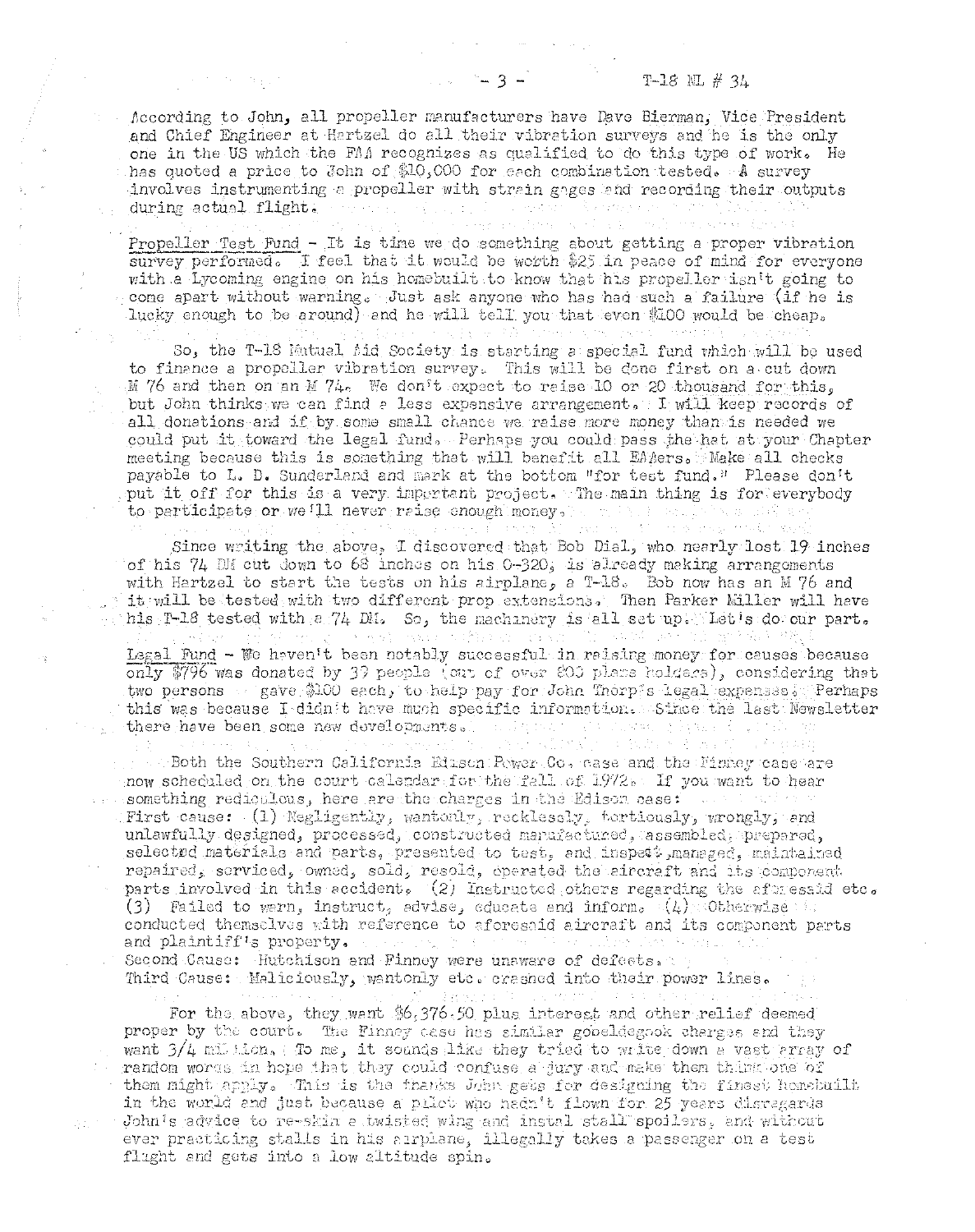According to John, all propeller manufacturers have Dave Bierman, Vice President and Chief Engineer at Hartzel do all their vibration surveys and he is the only one in the US which the FAA recognizes as qualified to do this type of work. He has quoted a price to John of $10,000 for each combination tested. A survey involves instrumenting a propeller with strain gages and recording their outputs during actual flight.

Propeller Test Fund - It is time we do something about getting a proper vibration survey performed. I feel that it would be worth $25 in peace of mind for everyone with a Lycoming engine on his homebuilt to know that his propeller isn't going to come apart without warning. Just ask anyone who has had such a failure (if he is lucky enough to be around) and he will tell you that even $100 would be cheap.

So, the T-18 Mutual Aid Society is starting a special fund which will be used to finance a propeller vibration survey. This will be done first on a cut down M 76 and then on an M 74. We don't expect to raise 10 or 20 thousand for this, but John thinks we can find a less expensive arrangement. I will keep records of all donations and if by some small chance we raise more money than is needed we could put it toward the legal fund. Perhaps you could pass the hat at your Chapter meeting because this is something that will benefit all EAAers. Make all checks payable to L. D. Sunderland and mark at the bottom "for test fund." Please don't put it off for this is a very important project. The main thing is for everybody to participate or we'll never raise enough money.

Since writing the above, I discovered that Bob Dial, who nearly lost 19 inches of his 74 DM cut down to 68 inches on his O-320, is already making arrangements with Hartzel to start the tests on his airplane, a T-18. Bob now has an M 76 and it will be tested with two different prop extensions. Then Parker Miller will have his T-18 tested with a 74 DM. So, the machinery is all set up. Let's do our part.

Legal Fund - We haven't been notably successful in raising money for causes because only $796 was donated by 39 people (out of over 800 plans holders), considering that two persons gave $100 each, to help pay for John Thorp's legal expenses. Perhaps this was because I didn't have much specific information. Since the last Newsletter there have been some new developments.

Both the Southern California Edison Power Co. case and the Finney case are now scheduled on the court calendar for the fall of 1972. If you want to hear something rediculous, here are the charges in the Edison case:
First cause: (1) Negligently, wantonly, recklessly, tortiously, wrongly, and unlawfully designed, processed, constructed manufactured, assembled, prepared, selected materials and parts, presented to test, and inspect, managed, maintained repaired, serviced, owned, sold, resold, operated the aircraft and its component parts involved in this accident. (2) Instructed others regarding the aforesaid etc. (3) Failed to warn, instruct, advise, educate and inform. (4) Otherwise conducted themselves with reference to aforesaid aircraft and its component parts and plaintiff's property.
Second Cause: Hutchison and Finney were unaware of defects.
Third Cause: Maliciously, wantonly etc. crashed into their power lines.

For the above, they want $6,376.50 plus interest and other relief deemed proper by the court. The Finney case has similar gobeldegook charges and they want 3/4 million. To me, it sounds like they tried to write down a vast array of random words in hope that they could confuse a jury and make them think one of them might apply. This is the thanks John gets for designing the finest homebuilt in the world and just because a pilot who hadn't flown for 25 years disregards John's advice to re-skin a twisted wing and instal stall spoilers, and without ever practicing stalls in his airplane, illegally takes a passenger on a test flight and gets into a low altitude spin.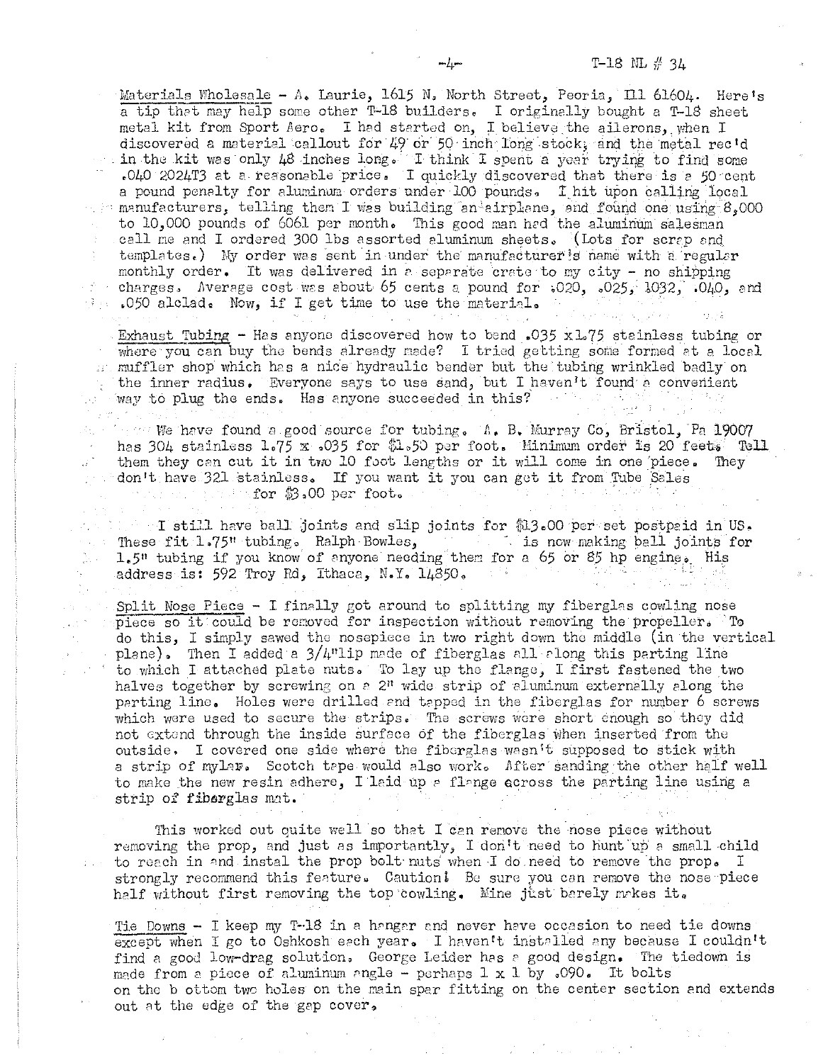Materials Wholesale - A. Laurie, 1615 N. North Street, Peoria, Ill 61604. Here's a tip that may help some other T-18 builders. I originally bought a T-18 sheet metal kit from Sport Aero. I had started on, I believe the ailerons, when I discovered a material callout for 49 or 50 inch long stock, and the metal rec'd in the kit was only 48 inches long. I think I spent a year trying to find some .040 2024T3 at a reasonable price. I quickly discovered that there is a 50 cent a pound penalty for aluminum orders under 100 pounds. I hit upon calling local manufacturers, telling them I was building an airplane, and found one using 8,000 to 10,000 pounds of 6061 per month. This good man had the aluminum salesman call me and I ordered 300 lbs assorted aluminum sheets. (Lots for scrap and templates.) My order was sent in under the manufacturer's name with a regular monthly order. It was delivered in a separate crate to my city - no shipping charges. Average cost was about 65 cents a pound for .020, .025, .032, .040, and .050 alclad. Now, if I get time to use the material.

Exhaust Tubing - Has anyone discovered how to bend .035 x 1.75 stainless tubing or where you can buy the bends already made? I tried getting some formed at a local muffler shop which has a nice hydraulic bender but the tubing wrinkled badly on the inner radius. Everyone says to use sand, but I haven't found a convenient way to plug the ends. Has anyone succeeded in this?

We have found a good source for tubing. A. B. Murray Co, Bristol, Pa 19007 has 304 stainless 1.75 x .035 for $1.50 per foot. Minimum order is 20 feet. Tell them they can cut it in two 10 foot lengths or it will come in one piece. They don't have 321 stainless. If you want it you can get it from Tube Sales for $3.00 per foot.

I still have ball joints and slip joints for $13.00 per set postpaid in US. These fit 1.75" tubing. Ralph Bowles, is now making ball joints for 1.5" tubing if you know of anyone needing them for a 65 or 85 hp engine. His address is: 592 Troy Rd, Ithaca, N.Y. 14850.

Split Nose Piece - I finally got around to splitting my fiberglas cowling nose piece so it could be removed for inspection without removing the propeller. To do this, I simply sawed the nosepiece in two right down the middle (in the vertical plane). Then I added a 3/4" lip made of fiberglas all along this parting line to which I attached plate nuts. To lay up the flange, I first fastened the two halves together by screwing on a 2" wide strip of aluminum externally along the parting line. Holes were drilled and tapped in the fiberglas for number 6 screws which were used to secure the strips. The screws were short enough so they did not extend through the inside surface of the fiberglas when inserted from the outside. I covered one side where the fiberglas wasn't supposed to stick with a strip of mylar. Scotch tape would also work. After sanding the other half well to make the new resin adhere, I laid up a flange across the parting line using a strip of fiberglas mat.

This worked out quite well so that I can remove the nose piece without removing the prop, and just as importantly, I don't need to hunt up a small child to reach in and instal the prop bolt nuts when I do need to remove the prop. I strongly recommend this feature. Caution! Be sure you can remove the nose piece half without first removing the top cowling. Mine just barely makes it.

Tie Downs - I keep my T-18 in a hangar and never have occasion to need tie downs except when I go to Oshkosh each year. I haven't installed any because I couldn't find a good low-drag solution. George Leider has a good design. The tiedown is made from a piece of aluminum angle - perhaps 1 x 1 by .090. It bolts on the bottom two holes on the main spar fitting on the center section and extends out at the edge of the gap cover.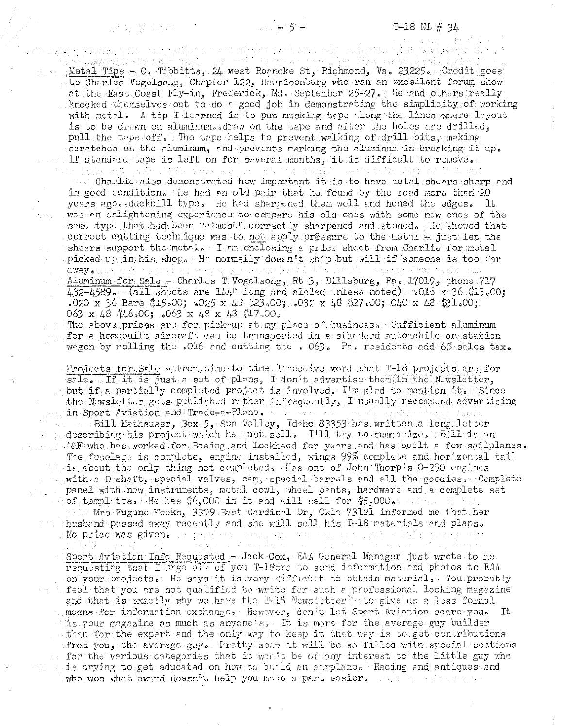Metal Tips - C. Tibbitts, 24 west Roanoke St, Richmond, Va. 23225. Credit goes to Charles Vogelsong, Chapter 122, Harrisonburg who ran an excellent forum show at the East Coast Fly-in, Frederick, Md. September 25-27. He and others really knocked themselves out to do a good job in demonstrating the simplicity of working with metal. A tip I learned is to put masking tape along the lines where layout is to be drawn on aluminum..draw on the tape and after the holes are drilled, pull the tape off. The tape helps to prevent walking of drill bits, making scratches on the aluminum, and prevents marking the aluminum in breaking it up. If standard tape is left on for several months, it is difficult to remove.

Charlie also demonstrated how important it is to have metal shears sharp and in good condition. He had an old pair that he found by the road more than 20 years ago..duckbill type. He had sharpened them well and honed the edges. It was an enlightening experience to compare his old ones with some new ones of the same type that had been "almost" correctly sharpened and stoned. He showed that correct cutting technique was to not apply pressure to the metal - just let the shears support the metal. I am enclosing a price sheet from Charlie for metal picked up in his shop. He normally doesn't ship but will if someone is too far away.

Aluminum for Sale - Charles T Vogelsong, Rt 3, Dillsburg, Pa. 17019, phone 717 432-4589. (all sheets are 144" long and alclad unless noted) .016 x 36 $13.00; .020 x 36 Bare $15.00; .025 x 48 $23.00; .032 x 48 $27.00; 040 x 48 $31.00; 063 x 48 $46.00; .063 x 48 x 48 $17.00.

The above prices are for pick-up at my place of business. Sufficient aluminum for a homebuilt aircraft can be transported in a standard automobile or station wagon by rolling the .016 and cutting the . 063. Pa. residents add 6% sales tax.

Projects for Sale - From time to time I receive word that T-18 projects are for sale. If it is just a set of plans, I don't advertise them in the Newsletter, but if a partially completed project is involved, I'm glad to mention it. Since the Newsletter gets published rather infrequently, I usually recommend advertising in Sport Aviation and Trade-a-Plane.

Bill Mathauser, Box 5, Sun Valley, Idaho 83353 has written a long letter describing his project which he must sell. I'll try to summarize. Bill is an A&E who has worked for Boeing and Lockheed for years and has built a few sailplanes. The fuselage is complete, engine installed, wings 99% complete and horizontal tail is about the only thing not completed. Has one of John Thorp's O-290 engines with a D shaft, special valves, cam, special barrels and all the goodies. Complete panel with new instruments, metal cowl, wheel pants, hardware and a complete set of templates. He has $6,000 in it and will sell for $5,000.

Mrs Eugene Weeks, 3309 East Cardinal Dr, Okla 73121 informed me that her husband passed away recently and she will sell his T-18 materials and plans. No price was given.

Sport Aviation Info Requested - Jack Cox, EAA General Manager just wrote to me requesting that I urge all of you T-18ers to send information and photos to EAA on your projects. He says it is very difficult to obtain material. You probably feel that you are not qualified to write for such a professional looking magazine and that is exactly why we have the T-18 Newsletter - to give us a less formal means for information exchange. However, don't let Sport Aviation scare you. It is your magazine as much as anyone's. It is more for the average guy builder than for the expert and the only way to keep it that way is to get contributions from you, the average guy. Pretty soon it will be so filled with special sections for the various categories that it won't be of any interest to the little guy who is trying to get educated on how to build an airplane. Racing and antiques and who won what award doesn't help you make a part easier.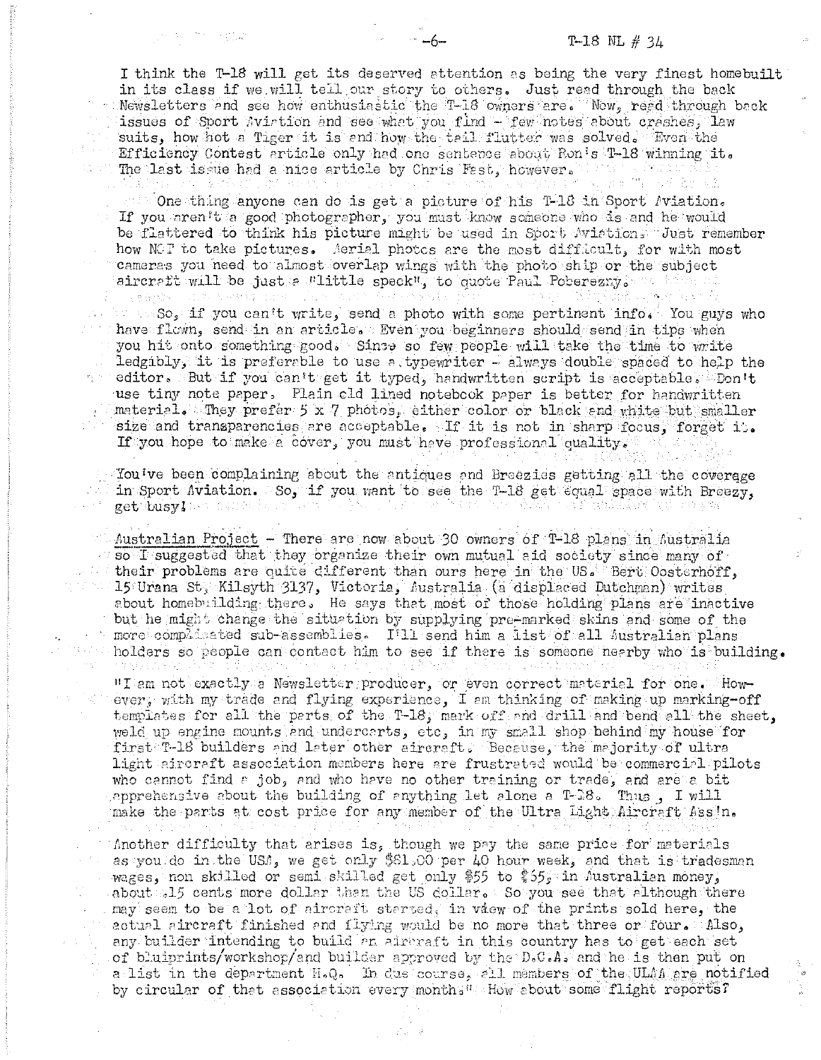I think the T-18 will get its deserved attention as being the very finest homebuilt in its class if we will tell our story to others. Just read through the back Newsletters and see how enthusiastic the T-18 owners are. Now, read through back issues of Sport Aviation and see what you find - few notes about crashes, law suits, how hot a Tiger it is and how the tail flutter was solved. Even the Efficiency Contest article only had one sentence about Ron's T-18 winning it. The last issue had a nice article by Chris Fest, however.

One thing anyone can do is get a picture of his T-18 in Sport Aviation. If you aren't a good photographer, you must know someone who is and he would be flattered to think his picture might be used in Sport Aviation. Just remember how NOT to take pictures. Aerial photos are the most difficult, for with most cameras you need to almost overlap wings with the photo ship or the subject aircraft will be just a "little speck", to quote Paul Poberezny.

So, if you can't write, send a photo with some pertinent info. You guys who have flown, send in an article. Even you beginners should send in tips when you hit onto something good. Since so few people will take the time to write ledgibly, it is preferable to use a typewriter - always double spaced to help the editor. But if you can't get it typed, handwritten script is acceptable. Don't use tiny note paper. Plain old lined notebook paper is better for handwritten material. They prefer 5 x 7 photos, either color or black and white but smaller size and transparencies are acceptable. If it is not in sharp focus, forget it. If you hope to make a cover, you must have professional quality.

You've been complaining about the antiques and Breezies getting all the coverage in Sport Aviation. So, if you want to see the T-18 get equal space with Breezy, get busy!

Australian Project - There are now about 30 owners of T-18 plans in Australia so I suggested that they organize their own mutual aid society since many of their problems are quite different than ours here in the US. Bert Oosterhoff, 15 Urana St, Kilsyth 3137, Victoria, Australia (a displaced Dutchman) writes about homebuilding there. He says that most of those holding plans are inactive but he might change the situation by supplying pre-marked skins and some of the more complicated sub-assemblies. I'll send him a list of all Australian plans holders so people can contact him to see if there is someone nearby who is building.

"I am not exactly a Newsletter producer, or even correct material for one. However, with my trade and flying experience, I am thinking of making up marking-off templates for all the parts of the T-18, mark off and drill and bend all the sheet, weld up engine mounts and undercarts, etc, in my small shop behind my house for first T-18 builders and later other aircraft. Because, the majority of ultra light aircraft association members here are frustrated would be commercial pilots who cannot find a job, and who have no other training or trade, and are a bit apprehensive about the building of anything let alone a T-18. Thus, I will make the parts at cost price for any member of the Ultra Light Aircraft Ass'n.

Another difficulty that arises is, though we pay the same price for materials as you do in the USA, we get only $81.00 per 40 hour week, and that is tradesman wages, non skilled or semi skilled get only $55 to $55, in Australian money, about .15 cents more dollar than the US dollar. So you see that although there may seem to be a lot of aircraft started, in view of the prints sold here, the actual aircraft finished and flying would be no more that three or four. Also, any builder intending to build an aircraft in this country has to get each set of bluiprints/workshop/and builder approved by the D.C.A. and he is then put on a list in the department H.Q. In due course, all members of the ULAA are notified by circular of that association every month." How about some flight reports?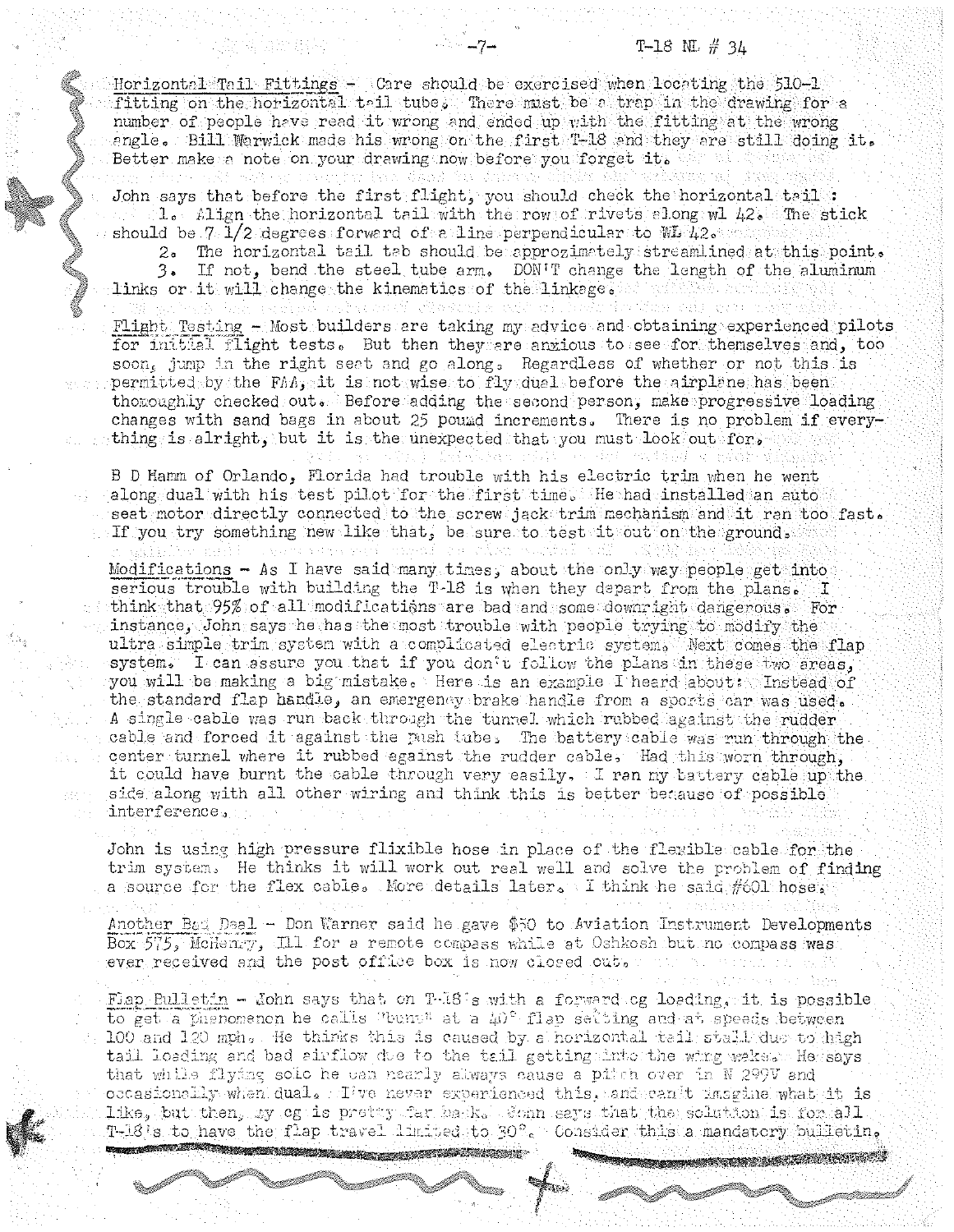Horizontal Tail Fittings - Care should be exercised when locating the 510-1 fitting on the horizontal tail tube. There must be a trap in the drawing for a number of people have read it wrong and ended up with the fitting at the wrong angle. Bill Warwick made his wrong on the first T-18 and they are still doing it. Better make a note on your drawing now before you forget it.

John says that before the first flight, you should check the horizontal tail :

1. Align the horizontal tail with the row of rivets along wl 42. The stick should be 7 1/2 degrees forward of a line perpendicular to WL 42.
2. The horizontal tail tab should be approximately streamlined at this point.
3. If not, bend the steel tube arm. DON'T change the length of the aluminum links or it will change the kinematics of the linkage.

Flight Testing - Most builders are taking my advice and obtaining experienced pilots for initial flight tests. But then they are anxious to see for themselves and, too soon, jump in the right seat and go along. Regardless of whether or not this is permitted by the FAA, it is not wise to fly dual before the airplane has been thoroughly checked out. Before adding the second person, make progressive loading changes with sand bags in about 25 pound increments. There is no problem if everything is alright, but it is the unexpected that you must look out for.

B D Hamm of Orlando, Florida had trouble with his electric trim when he went along dual with his test pilot for the first time. He had installed an auto seat motor directly connected to the screw jack trim mechanism and it ran too fast. If you try something new like that, be sure to test it out on the ground.

Modifications - As I have said many times, about the only way people get into serious trouble with building the T-18 is when they depart from the plans. I think that 95% of all modifications are bad and some downright dangerous. For instance, John says he has the most trouble with people trying to modify the ultra simple trim system with a complicated electric system. Next comes the flap system. I can assure you that if you don't follow the plans in these two areas, you will be making a big mistake. Here is an example I heard about: Instead of the standard flap handle, an emergency brake handle from a sports car was used. A single cable was run back through the tunnel which rubbed against the rudder cable and forced it against the push tube. The battery cable was run through the center tunnel where it rubbed against the rudder cable. Had this worn through, it could have burnt the cable through very easily. I ran my battery cable up the side along with all other wiring and think this is better because of possible interference.

John is using high pressure flexible hose in place of the flexible cable for the trim system. He thinks it will work out real well and solve the problem of finding a source for the flex cable. More details later. I think he said #601 hose.

Another Bad Deal - Don Warner said he gave $50 to Aviation Instrument Developments Box 575, Mchenry, Ill for a remote compass while at Oshkosh but no compass was ever received and the post office box is now closed out.

Flap Bulletin - John says that on T-18's with a forward cg loading, it is possible to get a phenomenon he calls "bunt" at a 40° flap setting and at speeds between 100 and 120 mph. He thinks this is caused by a horizontal tail stall due to high tail loading and bad airflow due to the tail getting into the wing wake. He says that while flying solo he can nearly always cause a pitch over in N 299V and occasionally when dual. I've never experienced this, and can't imagine what it is like, but then, my cg is pretty far back. John says that the solution is for all T-18's to have the flap travel limited to 30°. Consider this a mandatory bulletin.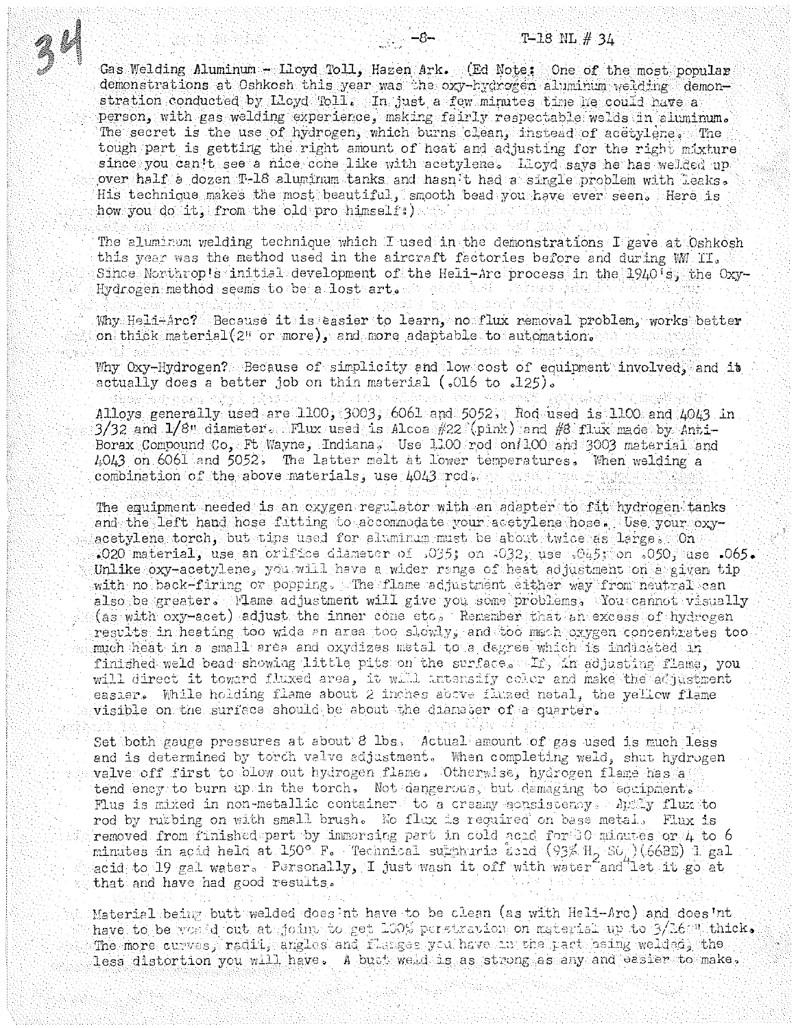Gas Welding Aluminum - Lloyd Toll, Hazen Ark. (Ed Note: One of the most popular demonstrations at Oshkosh this year was the oxy-hydrogen aluminum welding demonstration conducted by Lloyd Toll. In just a few minutes time he could have a person, with gas welding experience, making fairly respectable welds in aluminum. The secret is the use of hydrogen, which burns clean, instead of acetylene. The tough part is getting the right amount of heat and adjusting for the right mixture since you can't see a nice cone like with acetylene. Lloyd says he has welded up over half a dozen T-18 aluminum tanks and hasn't had a single problem with leaks. His technique makes the most beautiful, smooth bead you have ever seen. Here is how you do it, from the old pro himself:)

The aluminum welding technique which I used in the demonstrations I gave at Oshkosh this year was the method used in the aircraft factories before and during WW II. Since Northrop's initial development of the Heli-Arc process in the 1940's, the Oxy-Hydrogen method seems to be a lost art.

Why Heli-Arc? Because it is easier to learn, no flux removal problem, works better on thick material(2" or more), and more adaptable to automation.

Why Oxy-Hydrogen? Because of simplicity and low cost of equipment involved, and it actually does a better job on thin material (.016 to .125).

Alloys generally used are 1100, 3003, 6061 and 5052. Rod used is 1100 and 4043 in 3/32 and 1/8" diameter. Flux used is Alcoa #22 (pink) and #8 flux made by Anti-Borax Compound Co, Ft Wayne, Indiana. Use 1100 rod on 1100 and 3003 material and 4043 on 6061 and 5052. The latter melt at lower temperatures. When welding a combination of the above materials, use 4043 rod.

The equipment needed is an oxygen regulator with an adapter to fit hydrogen tanks and the left hand hose fitting to accommodate your acetylene hose. Use your oxy-acetylene torch, but tips used for aluminum must be about twice as large. On .020 material, use an orifice diameter of .035; on .032, use .045; on .050, use .065. Unlike oxy-acetylene, you will have a wider range of heat adjustment on a given tip with no back-firing or popping. The flame adjustment either way from neutral can also be greater. Flame adjustment will give you some problems. You cannot visually (as with oxy-acet) adjust the inner cone etc. Remember that an excess of hydrogen results in heating too wide an area too slowly, and too much oxygen concentrates too much heat in a small area and oxydizes metal to a degree which is indicated in finished weld bead showing little pits on the surface. If, in adjusting flame, you will direct it toward fluxed area, it will intensify color and make the adjustment easier. While holding flame about 2 inches above fluxed metal, the yellow flame visible on the surface should be about the diameter of a quarter.

Set both gauge pressures at about 8 lbs. Actual amount of gas used is much less and is determined by torch valve adjustment. When completing weld, shut hydrogen valve off first to blow out hydrogen flame. Otherwise, hydrogen flame has a tend ency to burn up in the torch. Not dangerous, but damaging to equipment. Flus is mixed in non-metallic container to a creamy consistency. Apply flux to rod by rubbing on with small brush. No flux is required on base metal. Flux is removed from finished part by immersing part in cold acid for 30 minutes or 4 to 6 minutes in acid held at 150° F. Technical sulphuric acid (93% $H_2SO_4$)(66BE) 1 gal acid to 19 gal water. Personally, I just wash it off with water and let it go at that and have had good results.

Material being butt welded does'nt have to be clean (as with Heli-Arc) and does'nt have to be vee'd out at joint to get 100% penetration on material up to 3/16" thick. The more curves, radii, angles and flanges you have in the part being welded, the less distortion you will have. A butt weld is as strong as any and easier to make.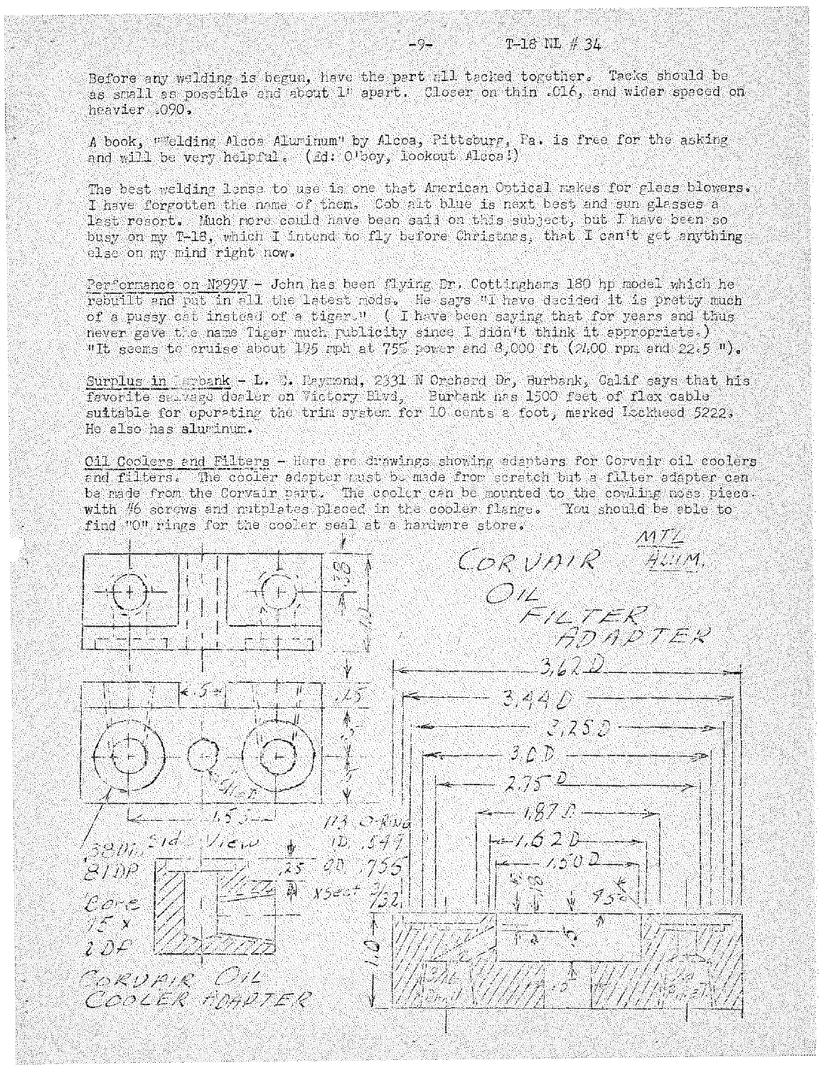Before any welding is begun, have the part all tacked together. Tacks should be as small as possible and about 1" apart. Closer on thin .016, and wider spaced on heavier .090.

A book, "Welding Alcoa Aluminum" by Alcoa, Pittsburg, Pa. is free for the asking and will be very helpful. (Ed: O'boy, lookout Alcoa!)

The best welding lense to use is one that American Optical makes for glass blowers. I have forgotten the name of them. Cob alt blue is next best and sun glasses a last resort. Much more could have been said on this subject, but I have been so busy on my T-18, which I intend to fly before Christmas, that I can't get anything else on my mind right now.

Performance on N299V - John has been flying Dr. Cottinghams 180 hp model which he rebuilt and put in all the latest mods. He says "I have decided it is pretty much of a pussy cat instead of a tiger." ( I have been saying that for years and thus never gave the name Tiger much publicity since I didn't think it appropriate.) "It seems to cruise about 195 mph at 75% power and 8,000 ft (2400 rpm and 22.5 ").

Surplus in Burbank - L. E. Raymond, 2331 N Orchard Dr, Burbank, Calif says that his favorite salvage dealer on Victory Blvd, Burbank has 1500 feet of flex cable suitable for operating the trim system for 10 cents a foot, marked Lockheed 5222. He also has aluminum.

Oil Coolers and Filters - Here are drawings showing adapters for Corvair oil coolers and filters. The cooler adapter must be made from scratch but a filter adapter can be made from the Corvair part. The cooler can be mounted to the cowling nose piece with #6 screws and nutplates placed in the cooler flange. You should be able to find "O" rings for the cooler seal at a hardware store.

CORVAIR OIL COOLER ADAPTER — .38, 1.2, .5, .25, .5, .5, .41 D, 1.55, .580 D, .81 DP, Bore .75 x .2 DP, Side View, .25, #113 O-Ring ID .549 OD .755 X sect 3/32

CORVAIR OIL FILTER ADAPTER — MTL ALUM. — 3.62 D, 3.44 D, 3.25 D, 3.0 D, 2.75 D, 1.87 D, 1.62 D, 1.50 D, 45°, 1.0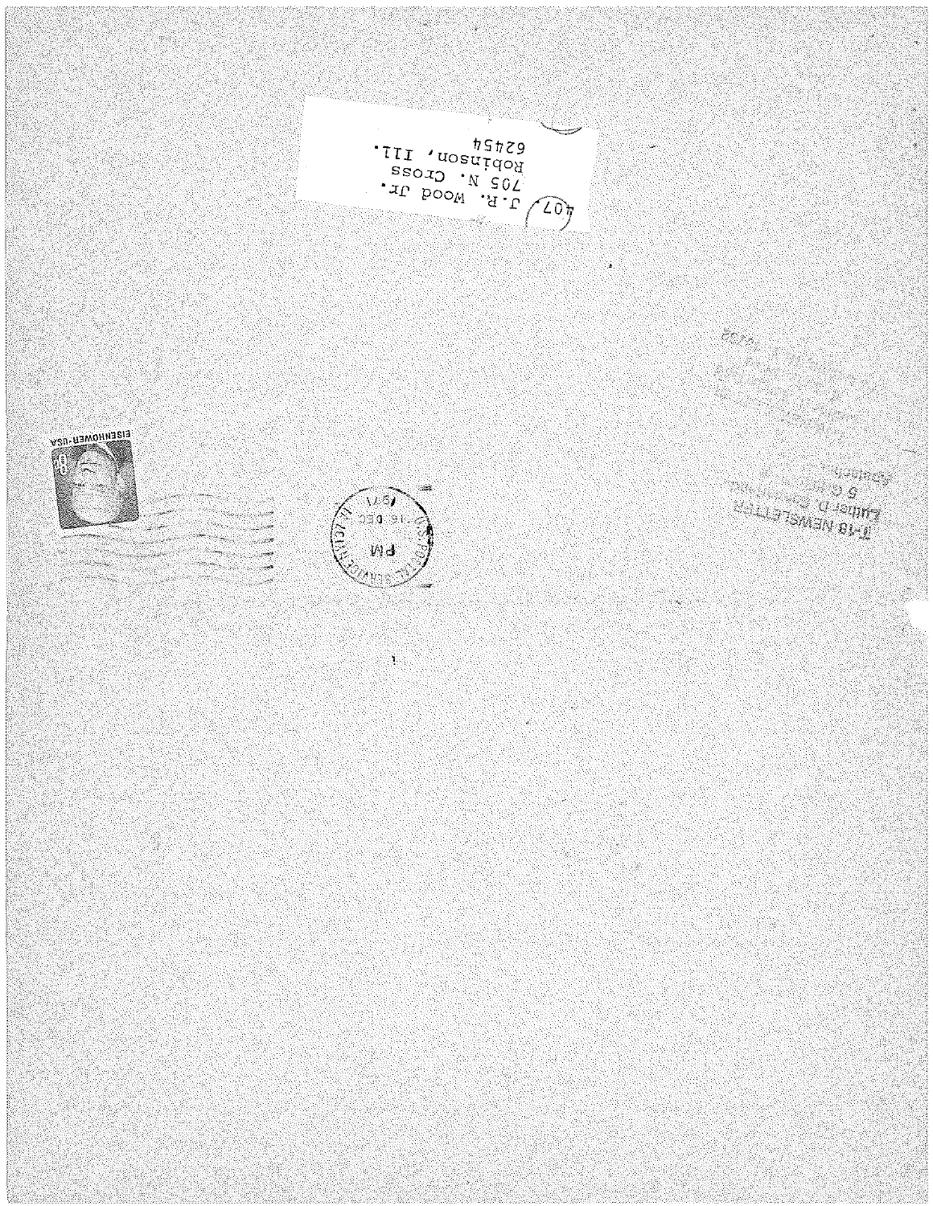407

J.R. Wood Jr.
705 N. Cross
Robinson, Ill.
62454

EISENHOWER-USA

8¢

PM
16 DEC
1971
U.S. POSTAL SERVICE

T-18 NEWSLETTER
Editor D. ...
5 ...